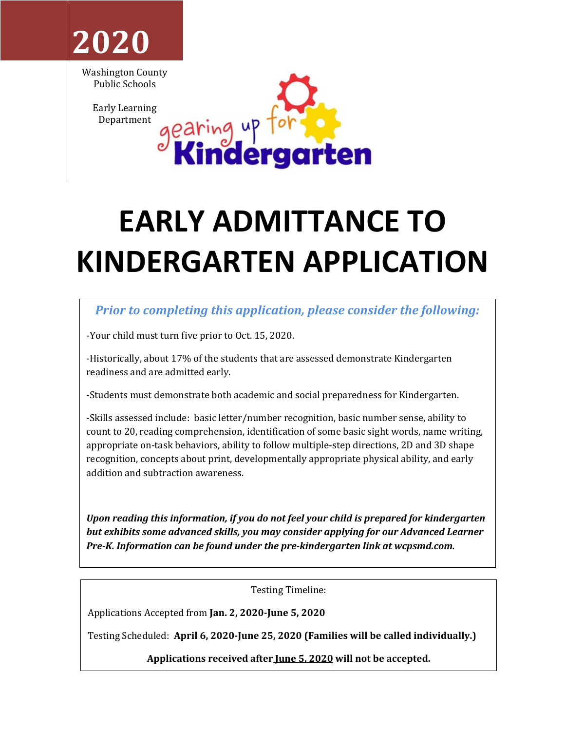**2020**

Washington County Public Schools

Early Learning Department

gearing up for Kindergarten

# EARLY ADMITTANCE TO KINDERGARTEN APPLICATION

***Prior to completing this application, please consider the following:***

-Your child must turn five prior to Oct. 15, 2020.

-Historically, about 17% of the students that are assessed demonstrate Kindergarten readiness and are admitted early.

-Students must demonstrate both academic and social preparedness for Kindergarten.

-Skills assessed include: basic letter/number recognition, basic number sense, ability to count to 20, reading comprehension, identification of some basic sight words, name writing, appropriate on-task behaviors, ability to follow multiple-step directions, 2D and 3D shape recognition, concepts about print, developmentally appropriate physical ability, and early addition and subtraction awareness.

***Upon reading this information, if you do not feel your child is prepared for kindergarten but exhibits some advanced skills, you may consider applying for our Advanced Learner Pre-K. Information can be found under the pre-kindergarten link at wcpsmd.com.***

Testing Timeline:

Applications Accepted from **Jan. 2, 2020-June 5, 2020**

Testing Scheduled: **April 6, 2020-June 25, 2020 (Families will be called individually.)**

**Applications received after June 5, 2020 will not be accepted.**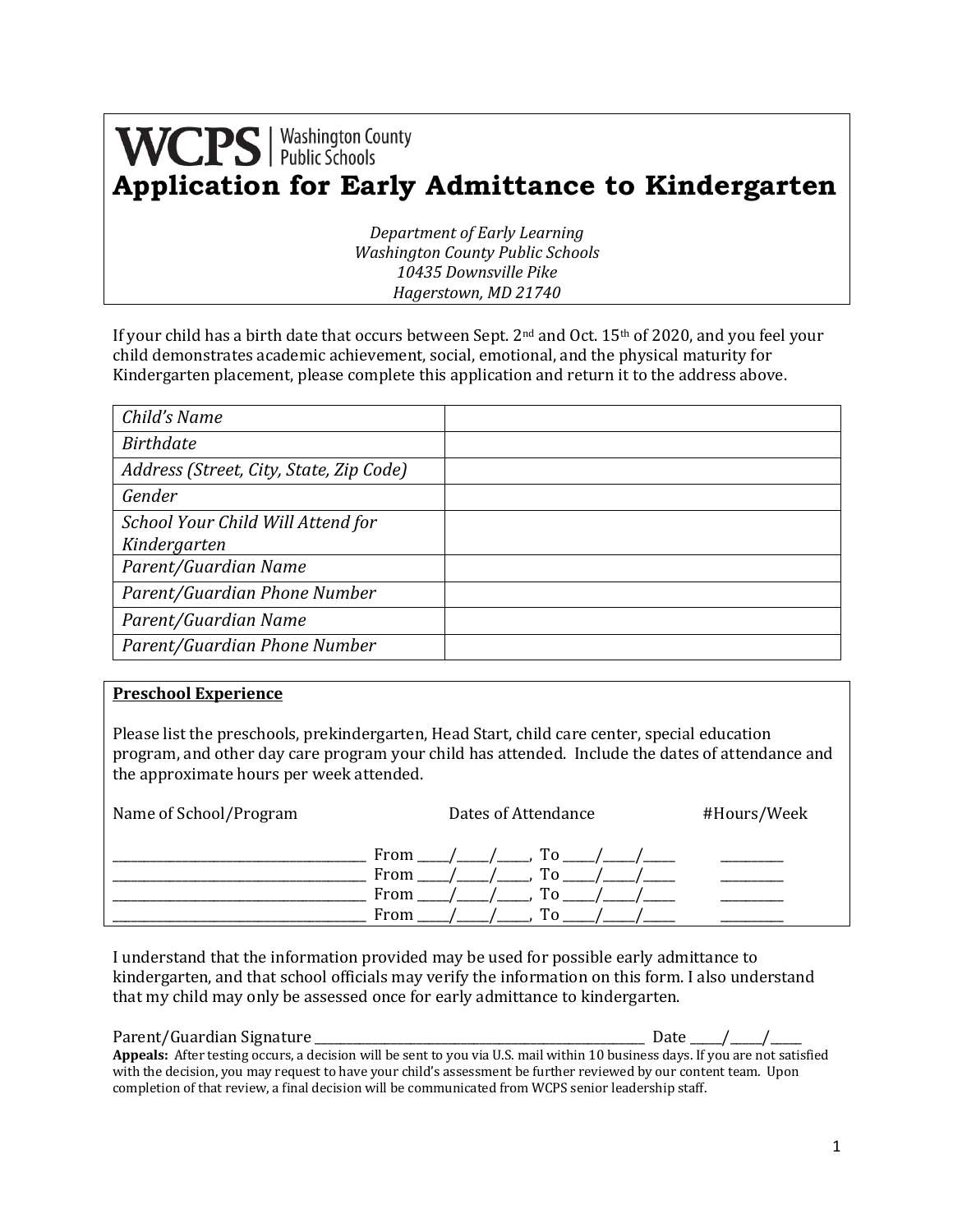**WCPS | Washington County Public Schools**

# Application for Early Admittance to Kindergarten

*Department of Early Learning*
*Washington County Public Schools*
*10435 Downsville Pike*
*Hagerstown, MD 21740*

If your child has a birth date that occurs between Sept. 2nd and Oct. 15th of 2020, and you feel your child demonstrates academic achievement, social, emotional, and the physical maturity for Kindergarten placement, please complete this application and return it to the address above.

| | |
|---|---|
| *Child's Name* | |
| *Birthdate* | |
| *Address (Street, City, State, Zip Code)* | |
| *Gender* | |
| *School Your Child Will Attend for Kindergarten* | |
| *Parent/Guardian Name* | |
| *Parent/Guardian Phone Number* | |
| *Parent/Guardian Name* | |
| *Parent/Guardian Phone Number* | |

**Preschool Experience**

Please list the preschools, prekindergarten, Head Start, child care center, special education program, and other day care program your child has attended. Include the dates of attendance and the approximate hours per week attended.

| Name of School/Program | Dates of Attendance | #Hours/Week |
|---|---|---|
| ____________________ | From ____/____/____, To ____/____/____ | ________ |
| ____________________ | From ____/____/____, To ____/____/____ | ________ |
| ____________________ | From ____/____/____, To ____/____/____ | ________ |
| ____________________ | From ____/____/____, To ____/____/____ | ________ |

I understand that the information provided may be used for possible early admittance to kindergarten, and that school officials may verify the information on this form. I also understand that my child may only be assessed once for early admittance to kindergarten.

Parent/Guardian Signature ______________________________ Date ____/____/____

**Appeals:** After testing occurs, a decision will be sent to you via U.S. mail within 10 business days. If you are not satisfied with the decision, you may request to have your child's assessment be further reviewed by our content team. Upon completion of that review, a final decision will be communicated from WCPS senior leadership staff.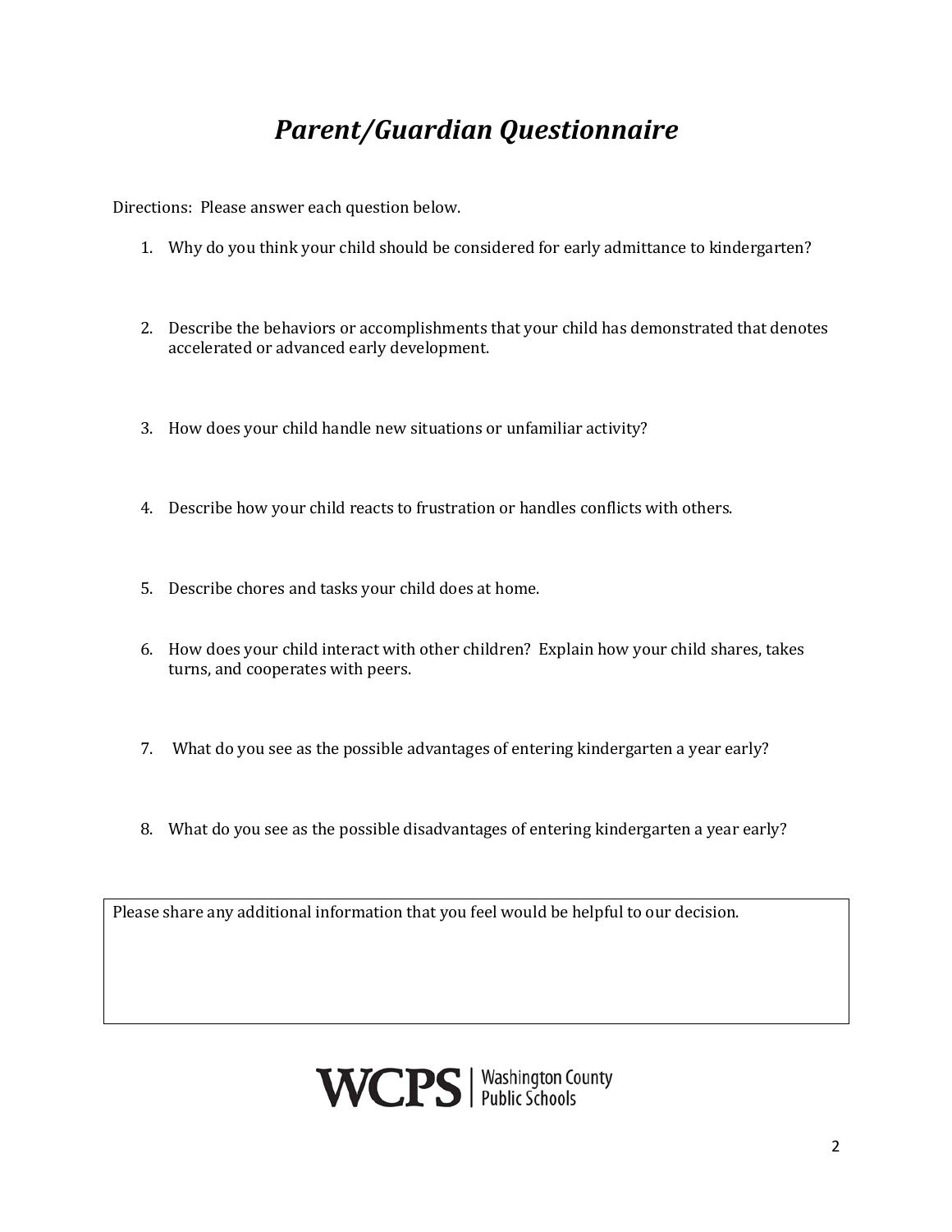# *Parent/Guardian Questionnaire*

Directions: Please answer each question below.

1. Why do you think your child should be considered for early admittance to kindergarten?

2. Describe the behaviors or accomplishments that your child has demonstrated that denotes accelerated or advanced early development.

3. How does your child handle new situations or unfamiliar activity?

4. Describe how your child reacts to frustration or handles conflicts with others.

5. Describe chores and tasks your child does at home.

6. How does your child interact with other children? Explain how your child shares, takes turns, and cooperates with peers.

7. What do you see as the possible advantages of entering kindergarten a year early?

8. What do you see as the possible disadvantages of entering kindergarten a year early?

| Please share any additional information that you feel would be helpful to our decision. |
|---|
| |

WCPS | Washington County Public Schools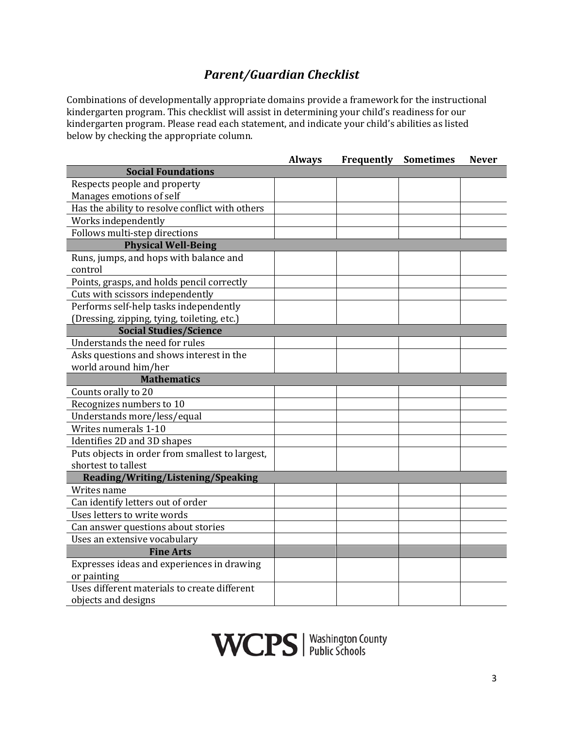## *Parent/Guardian Checklist*

Combinations of developmentally appropriate domains provide a framework for the instructional kindergarten program. This checklist will assist in determining your child's readiness for our kindergarten program. Please read each statement, and indicate your child's abilities as listed below by checking the appropriate column.

| | Always | Frequently | Sometimes | Never |
|---|---|---|---|---|
| **Social Foundations** | | | | |
| Respects people and property Manages emotions of self | | | | |
| Has the ability to resolve conflict with others | | | | |
| Works independently | | | | |
| Follows multi-step directions | | | | |
| **Physical Well-Being** | | | | |
| Runs, jumps, and hops with balance and control | | | | |
| Points, grasps, and holds pencil correctly | | | | |
| Cuts with scissors independently | | | | |
| Performs self-help tasks independently (Dressing, zipping, tying, toileting, etc.) | | | | |
| **Social Studies/Science** | | | | |
| Understands the need for rules | | | | |
| Asks questions and shows interest in the world around him/her | | | | |
| **Mathematics** | | | | |
| Counts orally to 20 | | | | |
| Recognizes numbers to 10 | | | | |
| Understands more/less/equal | | | | |
| Writes numerals 1-10 | | | | |
| Identifies 2D and 3D shapes | | | | |
| Puts objects in order from smallest to largest, shortest to tallest | | | | |
| **Reading/Writing/Listening/Speaking** | | | | |
| Writes name | | | | |
| Can identify letters out of order | | | | |
| Uses letters to write words | | | | |
| Can answer questions about stories | | | | |
| Uses an extensive vocabulary | | | | |
| **Fine Arts** | | | | |
| Expresses ideas and experiences in drawing or painting | | | | |
| Uses different materials to create different objects and designs | | | | |

WCPS | Washington County Public Schools